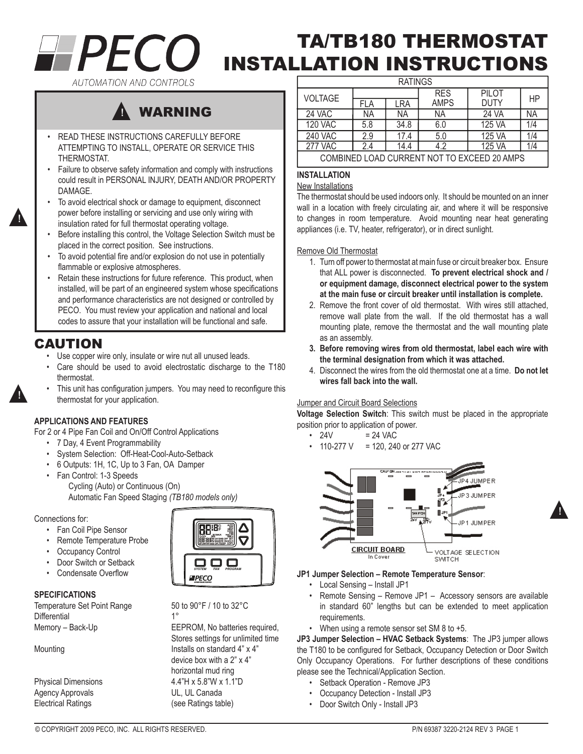# PECO

AUTOMATION AND CONTROLS

# TA/TB180 THERMOSTAT INSTALLATION INSTRUCTIONS

## WARNING

- READ THESE INSTRUCTIONS CAREFULLY BEFORE ATTEMPTING TO INSTALL, OPERATE OR SERVICE THIS THERMOSTAT.
- Failure to observe safety information and comply with instructions could result in PERSONAL INJURY, DEATH AND/OR PROPERTY DAMAGE.
- To avoid electrical shock or damage to equipment, disconnect power before installing or servicing and use only wiring with insulation rated for full thermostat operating voltage.
- Before installing this control, the Voltage Selection Switch must be placed in the correct position. See instructions.
- To avoid potential fire and/or explosion do not use in potentially flammable or explosive atmospheres.
- Retain these instructions for future reference. This product, when installed, will be part of an engineered system whose specifications and performance characteristics are not designed or controlled by PECO. You must review your application and national and local codes to assure that your installation will be functional and safe.

## CAUTION

- Use copper wire only, insulate or wire nut all unused leads.
- Care should be used to avoid electrostatic discharge to the T180 thermostat.
- This unit has configuration jumpers. You may need to reconfigure this thermostat for your application.

### APPLICATIONS AND FEATURES

For 2 or 4 Pipe Fan Coil and On/Off Control Applications

- 7 Day, 4 Event Programmability
- System Selection: Off-Heat-Cool-Auto-Setback
- 6 Outputs: 1H, 1C, Up to 3 Fan, OA Damper
- Fan Control: 1-3 Speeds
  Cycling (Auto) or Continuous (On)
  Automatic Fan Speed Staging *(TB180 models only)*

Connections for:

- Fan Coil Pipe Sensor
- Remote Temperature Probe
- Occupancy Control
- Door Switch or Setback
- Condensate Overflow

### SPECIFICATIONS

| | |
|---|---|
| Temperature Set Point Range | 50 to 90°F / 10 to 32°C |
| Differential | 1° |
| Memory – Back-Up | EEPROM, No batteries required, Stores settings for unlimited time |
| Mounting | Installs on standard 4" x 4" device box with a 2" x 4" horizontal mud ring |
| Physical Dimensions | 4.4"H x 5.8"W x 1.1"D |
| Agency Approvals | UL, UL Canada |
| Electrical Ratings | (see Ratings table) |

| RATINGS | | | | | |
|---|---|---|---|---|---|
| VOLTAGE | FLA | LRA | RES AMPS | PILOT DUTY | HP |
| 24 VAC | NA | NA | NA | 24 VA | NA |
| 120 VAC | 5.8 | 34.8 | 6.0 | 125 VA | 1/4 |
| 240 VAC | 2.9 | 17.4 | 5.0 | 125 VA | 1/4 |
| 277 VAC | 2.4 | 14.4 | 4.2 | 125 VA | 1/4 |
| COMBINED LOAD CURRENT NOT TO EXCEED 20 AMPS | | | | | |

### INSTALLATION

New Installations

The thermostat should be used indoors only. It should be mounted on an inner wall in a location with freely circulating air, and where it will be responsive to changes in room temperature. Avoid mounting near heat generating appliances (i.e. TV, heater, refrigerator), or in direct sunlight.

Remove Old Thermostat

1. Turn off power to thermostat at main fuse or circuit breaker box. Ensure that ALL power is disconnected. **To prevent electrical shock and / or equipment damage, disconnect electrical power to the system at the main fuse or circuit breaker until installation is complete.**
2. Remove the front cover of old thermostat. With wires still attached, remove wall plate from the wall. If the old thermostat has a wall mounting plate, remove the thermostat and the wall mounting plate as an assembly.
3. **Before removing wires from old thermostat, label each wire with the terminal designation from which it was attached.**
4. Disconnect the wires from the old thermostat one at a time. **Do not let wires fall back into the wall.**

Jumper and Circuit Board Selections

**Voltage Selection Switch**: This switch must be placed in the appropriate position prior to application of power.

- 24V = 24 VAC
- 110-277 V = 120, 240 or 277 VAC

JP4 JUMPER
JP3 JUMPER
JP1 JUMPER
CIRCUIT BOARD In Cover
VOLTAGE SELECTION SWITCH

**JP1 Jumper Selection – Remote Temperature Sensor**:

- Local Sensing – Install JP1
- Remote Sensing – Remove JP1 – Accessory sensors are available in standard 60" lengths but can be extended to meet application requirements.
- When using a remote sensor set SM 8 to +5.

**JP3 Jumper Selection – HVAC Setback Systems**: The JP3 jumper allows the T180 to be configured for Setback, Occupancy Detection or Door Switch Only Occupancy Operations. For further descriptions of these conditions please see the Technical/Application Section.

- Setback Operation - Remove JP3
- Occupancy Detection - Install JP3
- Door Switch Only - Install JP3

© COPYRIGHT 2009 PECO, INC. ALL RIGHTS RESERVED. P/N 69387 3220-2124 REV 3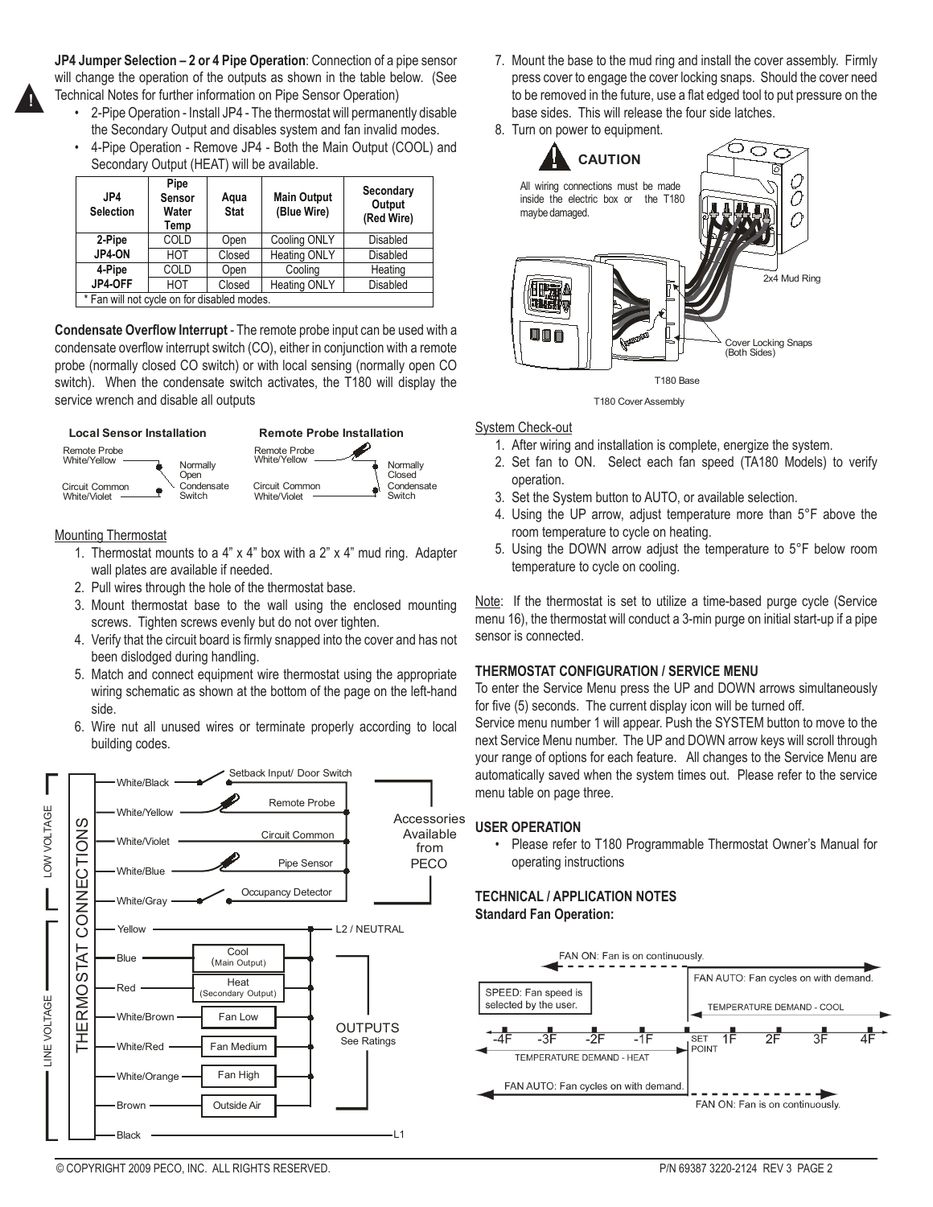**JP4 Jumper Selection – 2 or 4 Pipe Operation**: Connection of a pipe sensor will change the operation of the outputs as shown in the table below. (See Technical Notes for further information on Pipe Sensor Operation)

- 2-Pipe Operation - Install JP4 - The thermostat will permanently disable the Secondary Output and disables system and fan invalid modes.
- 4-Pipe Operation - Remove JP4 - Both the Main Output (COOL) and Secondary Output (HEAT) will be available.

| JP4 Selection | Pipe Sensor Water Temp | Aqua Stat | Main Output (Blue Wire) | Secondary Output (Red Wire) |
|---|---|---|---|---|
| 2-Pipe JP4-ON | COLD | Open | Cooling ONLY | Disabled |
| | HOT | Closed | Heating ONLY | Disabled |
| 4-Pipe JP4-OFF | COLD | Open | Cooling | Heating |
| | HOT | Closed | Heating ONLY | Disabled |

\* Fan will not cycle on for disabled modes.

**Condensate Overflow Interrupt** - The remote probe input can be used with a condensate overflow interrupt switch (CO), either in conjunction with a remote probe (normally closed CO switch) or with local sensing (normally open CO switch). When the condensate switch activates, the T180 will display the service wrench and disable all outputs

**Local Sensor Installation** — Remote Probe White/Yellow; Circuit Common White/Violet; Normally Open Condensate Switch

**Remote Probe Installation** — Remote Probe White/Yellow; Circuit Common White/Violet; Normally Closed Condensate Switch

Mounting Thermostat

1. Thermostat mounts to a 4" x 4" box with a 2" x 4" mud ring. Adapter wall plates are available if needed.
2. Pull wires through the hole of the thermostat base.
3. Mount thermostat base to the wall using the enclosed mounting screws. Tighten screws evenly but do not over tighten.
4. Verify that the circuit board is firmly snapped into the cover and has not been dislodged during handling.
5. Match and connect equipment wire thermostat using the appropriate wiring schematic as shown at the bottom of the page on the left-hand side.
6. Wire nut all unused wires or terminate properly according to local building codes.

THERMOSTAT CONNECTIONS

LOW VOLTAGE:
- White/Black — Setback Input/ Door Switch
- White/Yellow — Remote Probe
- White/Violet — Circuit Common
- White/Blue — Pipe Sensor
- White/Gray — Occupancy Detector

Accessories Available from PECO

LINE VOLTAGE:
- Yellow — L2 / NEUTRAL
- Blue — Cool (Main Output)
- Red — Heat (Secondary Output)
- White/Brown — Fan Low
- White/Red — Fan Medium
- White/Orange — Fan High
- Brown — Outside Air
- Black — L1

OUTPUTS See Ratings

7. Mount the base to the mud ring and install the cover assembly. Firmly press cover to engage the cover locking snaps. Should the cover need to be removed in the future, use a flat edged tool to put pressure on the base sides. This will release the four side latches.
8. Turn on power to equipment.

**CAUTION**

All wiring connections must be made inside the electric box or the T180 maybe damaged.

2x4 Mud Ring

Cover Locking Snaps (Both Sides)

T180 Base

T180 Cover Assembly

System Check-out

1. After wiring and installation is complete, energize the system.
2. Set fan to ON. Select each fan speed (TA180 Models) to verify operation.
3. Set the System button to AUTO, or available selection.
4. Using the UP arrow, adjust temperature more than 5°F above the room temperature to cycle on heating.
5. Using the DOWN arrow adjust the temperature to 5°F below room temperature to cycle on cooling.

Note: If the thermostat is set to utilize a time-based purge cycle (Service menu 16), the thermostat will conduct a 3-min purge on initial start-up if a pipe sensor is connected.

**THERMOSTAT CONFIGURATION / SERVICE MENU**

To enter the Service Menu press the UP and DOWN arrows simultaneously for five (5) seconds. The current display icon will be turned off.
Service menu number 1 will appear. Push the SYSTEM button to move to the next Service Menu number. The UP and DOWN arrow keys will scroll through your range of options for each feature. All changes to the Service Menu are automatically saved when the system times out. Please refer to the service menu table on page three.

**USER OPERATION**

- Please refer to T180 Programmable Thermostat Owner's Manual for operating instructions

**TECHNICAL / APPLICATION NOTES**

**Standard Fan Operation:**

FAN ON: Fan is on continuously.

FAN AUTO: Fan cycles on with demand.

SPEED: Fan speed is selected by the user.

TEMPERATURE DEMAND - COOL

-4F -3F -2F -1F SET POINT 1F 2F 3F 4F

TEMPERATURE DEMAND - HEAT

FAN AUTO: Fan cycles on with demand.

FAN ON: Fan is on continuously.

© COPYRIGHT 2009 PECO, INC. ALL RIGHTS RESERVED. P/N 69387 3220-2124 REV 3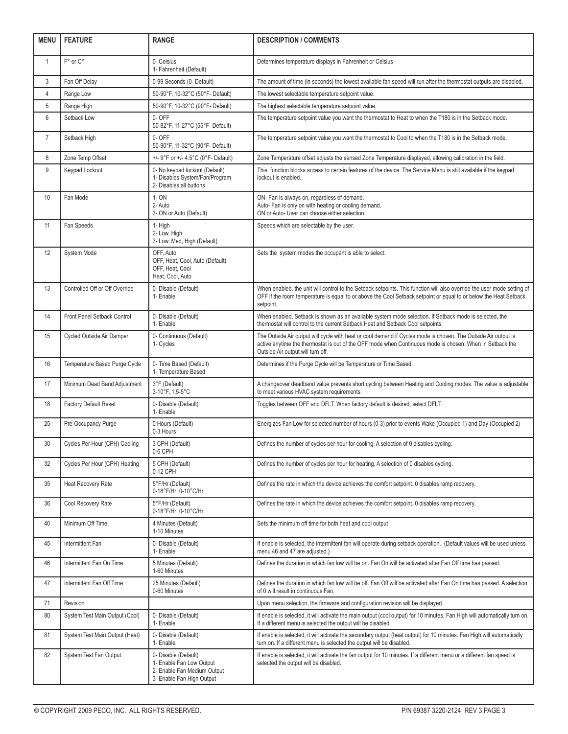| MENU | FEATURE | RANGE | DESCRIPTION / COMMENTS |
|---|---|---|---|
| 1 | F° or C° | 0- Celsius<br>1- Fahrenheit (Default) | Determines temperature displays in Fahrenheit or Celsius |
| 3 | Fan Off Delay | 0-99 Seconds (0- Default) | The amount of time (in seconds) the lowest available fan speed will run after the thermostat outputs are disabled. |
| 4 | Range Low | 50-90°F, 10-32°C (50°F- Default) | The lowest selectable temperature setpoint value. |
| 5 | Range High | 50-90°F, 10-32°C (90°F- Default) | The highest selectable temperature setpoint value. |
| 6 | Setback Low | 0- OFF<br>50-82°F, 11-27°C (55°F- Default) | The temperature setpoint value you want the thermostat to Heat to when the T180 is in the Setback mode. |
| 7 | Setback High | 0- OFF<br>50-90°F, 11-32°C (90°F- Default) | The temperature setpoint value you want the thermostat to Cool to when the T180 is in the Setback mode. |
| 8 | Zone Temp Offset | +/- 9°F or +/- 4.5°C (0°F- Default) | Zone Temperature offset adjusts the sensed Zone Temperature displayed, allowing calibration in the field. |
| 9 | Keypad Lockout | 0- No keypad lockout (Default)<br>1- Disables System/Fan/Program<br>2- Disables all buttons | This function blocks access to certain features of the device. The Service Menu is still available if the keypad lockout is enabled. |
| 10 | Fan Mode | 1- ON<br>2- Auto<br>3- ON or Auto (Default) | ON- Fan is always on, regardless of demand.<br>Auto- Fan is only on with heating or cooling demand.<br>ON or Auto- User can choose either selection. |
| 11 | Fan Speeds | 1- High<br>2- Low, High<br>3- Low, Med, High (Default) | Speeds which are selectable by the user. |
| 12 | System Mode | OFF, Auto<br>OFF, Heat, Cool, Auto (Default)<br>OFF, Heat, Cool<br>Heat, Cool, Auto | Sets the system modes the occupant is able to select. |
| 13 | Controlled Off or Off Override | 0- Disable (Default)<br>1- Enable | When enabled, the unit will control to the Setback setpoints. This function will also override the user mode setting of OFF if the room temperature is equal to or above the Cool Setback setpoint or equal to or below the Heat Setback setpoint. |
| 14 | Front Panel Setback Control | 0- Disable (Default)<br>1- Enable | When enabled, Setback is shown as an available system mode selection. If Setback mode is selected, the thermostat will control to the current Setback Heat and Setback Cool setpoints. |
| 15 | Cycled Outside Air Damper | 0- Continuous (Default)<br>1- Cycles | The Outside Air output will cycle with heat or cool demand if Cycles mode is chosen. The Outside Air output is active anytime the thermostat is out of the OFF mode when Continuous mode is chosen. When in Setback the Outside Air output will turn off. |
| 16 | Temperature Based Purge Cycle | 0- Time Based (Default)<br>1- Temperature Based | Determines if the Purge Cycle will be Temperature or Time Based. |
| 17 | Minimum Dead Band Adjustment | 3°F (Default)<br>3-10°F, 1.5-5°C | A changeover deadband value prevents short cycling between Heating and Cooling modes. The value is adjustable to meet various HVAC system requirements. |
| 18 | Factory Default Reset | 0- Disable (Default)<br>1- Enable | Toggles between OFF and DFLT. When factory default is desired, select DFLT. |
| 25 | Pre-Occupancy Purge | 0 Hours (Default)<br>0-3 Hours | Energizes Fan Low for selected number of hours (0-3) prior to events Wake (Occupied 1) and Day (Occupied 2) |
| 30 | Cycles Per Hour (CPH) Cooling | 3 CPH (Default)<br>0-6 CPH | Defines the number of cycles per hour for cooling. A selection of 0 disables cycling. |
| 32 | Cycles Per Hour (CPH) Heating | 5 CPH (Default)<br>0-12 CPH | Defines the number of cycles per hour for heating. A selection of 0 disables cycling. |
| 35 | Heat Recovery Rate | 5°F/Hr (Default)<br>0-18°F/Hr 0-10°C/Hr | Defines the rate in which the device achieves the comfort setpoint. 0 disables ramp recovery. |
| 36 | Cool Recovery Rate | 5°F/Hr (Default)<br>0-18°F/Hr 0-10°C/Hr | Defines the rate in which the device achieves the comfort setpoint. 0 disables ramp recovery. |
| 40 | Minimum Off Time | 4 Minutes (Default)<br>1-10 Minutes | Sets the minimum off time for both heat and cool output |
| 45 | Intermittent Fan | 0- Disable (Default)<br>1- Enable | If enable is selected, the intermittent fan will operate during setback operation. (Default values will be used unless menu 46 and 47 are adjusted.) |
| 46 | Intermittent Fan On Time | 5 Minutes (Default)<br>1-60 Minutes | Defines the duration in which fan low will be on. Fan On will be activated after Fan Off time has passed. |
| 47 | Intermittent Fan Off Time | 25 Minutes (Default)<br>0-60 Minutes | Defines the duration in which fan low will be off. Fan Off will be activated after Fan On time has passed. A selection of 0 will result in continuous Fan. |
| 71 | Revision | | Upon menu selection, the firmware and configuration revision will be displayed. |
| 80 | System Test Main Output (Cool) | 0- Disable (Default)<br>1- Enable | If enable is selected, it will activate the main output (cool output) for 10 minutes. Fan High will automatically turn on. If a different menu is selected the output will be disabled. |
| 81 | System Test Main Output (Heat) | 0- Disable (Default)<br>1- Enable | If enable is selected, it will activate the secondary output (heat output) for 10 minutes. Fan High will automatically turn on. If a different menu is selected the output will be disabled. |
| 82 | System Test Fan Output | 0- Disable (Default)<br>1- Enable Fan Low Output<br>2- Enable Fan Medium Output<br>3- Enable Fan High Output | If enable is selected, it will activate the fan output for 10 minutes. If a different menu or a different fan speed is selected the output will be disabled. |

© COPYRIGHT 2009 PECO, INC. ALL RIGHTS RESERVED.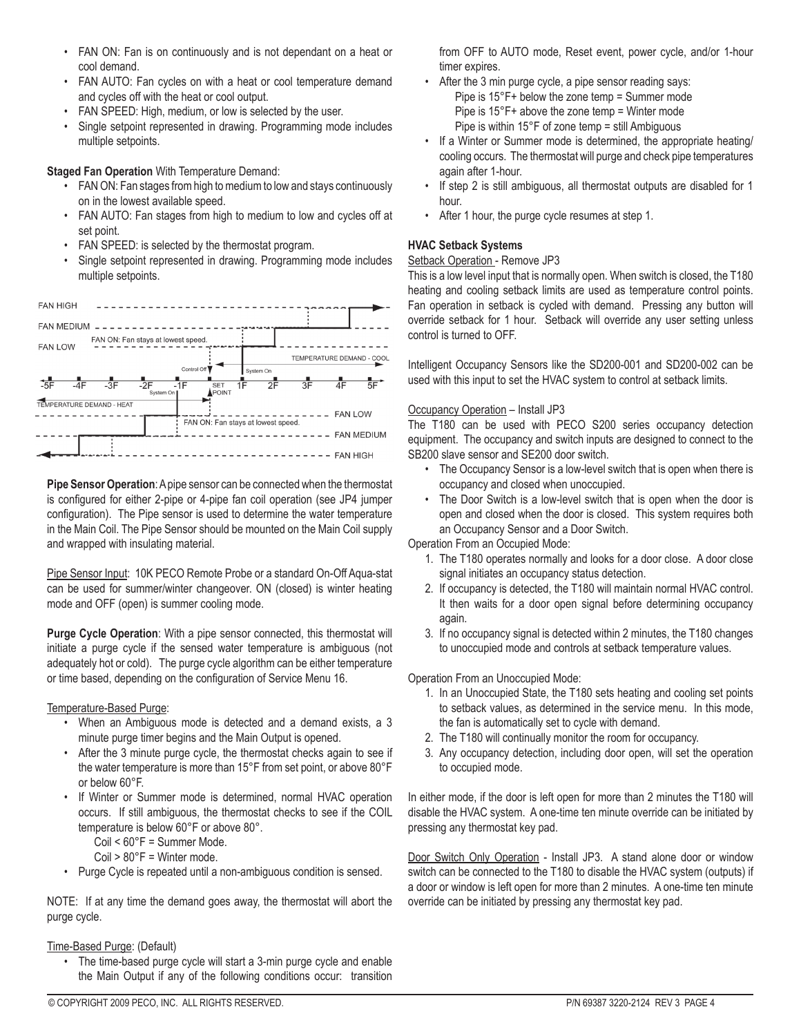- FAN ON: Fan is on continuously and is not dependant on a heat or cool demand.
- FAN AUTO: Fan cycles on with a heat or cool temperature demand and cycles off with the heat or cool output.
- FAN SPEED: High, medium, or low is selected by the user.
- Single setpoint represented in drawing. Programming mode includes multiple setpoints.

**Staged Fan Operation** With Temperature Demand:

- FAN ON: Fan stages from high to medium to low and stays continuously on in the lowest available speed.
- FAN AUTO: Fan stages from high to medium to low and cycles off at set point.
- FAN SPEED: is selected by the thermostat program.
- Single setpoint represented in drawing. Programming mode includes multiple setpoints.

FAN HIGH
FAN MEDIUM
FAN LOW
FAN ON: Fan stays at lowest speed.
TEMPERATURE DEMAND - COOL
Control Off
System On
-5F -4F -3F -2F -1F SET POINT 1F 2F 3F 4F 5F
System On
TEMPERATURE DEMAND - HEAT
FAN ON: Fan stays at lowest speed.
FAN LOW
FAN MEDIUM
FAN HIGH

**Pipe Sensor Operation**: A pipe sensor can be connected when the thermostat is configured for either 2-pipe or 4-pipe fan coil operation (see JP4 jumper configuration). The Pipe sensor is used to determine the water temperature in the Main Coil. The Pipe Sensor should be mounted on the Main Coil supply and wrapped with insulating material.

Pipe Sensor Input: 10K PECO Remote Probe or a standard On-Off Aqua-stat can be used for summer/winter changeover. ON (closed) is winter heating mode and OFF (open) is summer cooling mode.

**Purge Cycle Operation**: With a pipe sensor connected, this thermostat will initiate a purge cycle if the sensed water temperature is ambiguous (not adequately hot or cold). The purge cycle algorithm can be either temperature or time based, depending on the configuration of Service Menu 16.

Temperature-Based Purge:

- When an Ambiguous mode is detected and a demand exists, a 3 minute purge timer begins and the Main Output is opened.
- After the 3 minute purge cycle, the thermostat checks again to see if the water temperature is more than 15°F from set point, or above 80°F or below 60°F.
- If Winter or Summer mode is determined, normal HVAC operation occurs. If still ambiguous, the thermostat checks to see if the COIL temperature is below 60°F or above 80°.
  Coil < 60°F = Summer Mode.
  Coil > 80°F = Winter mode.
- Purge Cycle is repeated until a non-ambiguous condition is sensed.

NOTE: If at any time the demand goes away, the thermostat will abort the purge cycle.

Time-Based Purge: (Default)

- The time-based purge cycle will start a 3-min purge cycle and enable the Main Output if any of the following conditions occur: transition from OFF to AUTO mode, Reset event, power cycle, and/or 1-hour timer expires.
- After the 3 min purge cycle, a pipe sensor reading says:
  Pipe is 15°F+ below the zone temp = Summer mode
  Pipe is 15°F+ above the zone temp = Winter mode
  Pipe is within 15°F of zone temp = still Ambiguous
- If a Winter or Summer mode is determined, the appropriate heating/cooling occurs. The thermostat will purge and check pipe temperatures again after 1-hour.
- If step 2 is still ambiguous, all thermostat outputs are disabled for 1 hour.
- After 1 hour, the purge cycle resumes at step 1.

**HVAC Setback Systems**

Setback Operation - Remove JP3

This is a low level input that is normally open. When switch is closed, the T180 heating and cooling setback limits are used as temperature control points. Fan operation in setback is cycled with demand. Pressing any button will override setback for 1 hour. Setback will override any user setting unless control is turned to OFF.

Intelligent Occupancy Sensors like the SD200-001 and SD200-002 can be used with this input to set the HVAC system to control at setback limits.

Occupancy Operation – Install JP3

The T180 can be used with PECO S200 series occupancy detection equipment. The occupancy and switch inputs are designed to connect to the SB200 slave sensor and SE200 door switch.

- The Occupancy Sensor is a low-level switch that is open when there is occupancy and closed when unoccupied.
- The Door Switch is a low-level switch that is open when the door is open and closed when the door is closed. This system requires both an Occupancy Sensor and a Door Switch.

Operation From an Occupied Mode:

1. The T180 operates normally and looks for a door close. A door close signal initiates an occupancy status detection.
2. If occupancy is detected, the T180 will maintain normal HVAC control. It then waits for a door open signal before determining occupancy again.
3. If no occupancy signal is detected within 2 minutes, the T180 changes to unoccupied mode and controls at setback temperature values.

Operation From an Unoccupied Mode:

1. In an Unoccupied State, the T180 sets heating and cooling set points to setback values, as determined in the service menu. In this mode, the fan is automatically set to cycle with demand.
2. The T180 will continually monitor the room for occupancy.
3. Any occupancy detection, including door open, will set the operation to occupied mode.

In either mode, if the door is left open for more than 2 minutes the T180 will disable the HVAC system. A one-time ten minute override can be initiated by pressing any thermostat key pad.

Door Switch Only Operation - Install JP3. A stand alone door or window switch can be connected to the T180 to disable the HVAC system (outputs) if a door or window is left open for more than 2 minutes. A one-time ten minute override can be initiated by pressing any thermostat key pad.

© COPYRIGHT 2009 PECO, INC. ALL RIGHTS RESERVED.